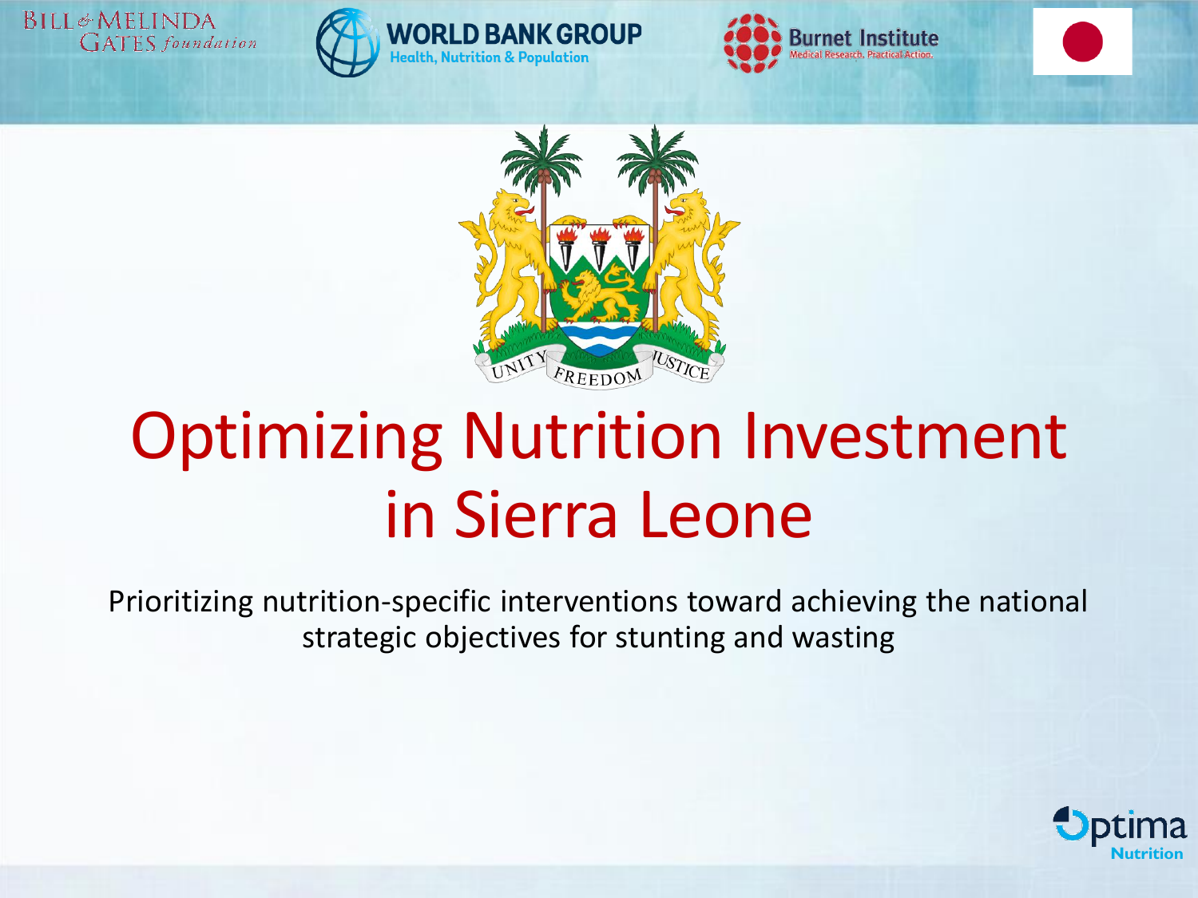# Optimizing Nutrition Investment in Sierra Leone

Prioritizing nutrition-specific interventions toward achieving the national strategic objectives for stunting and wasting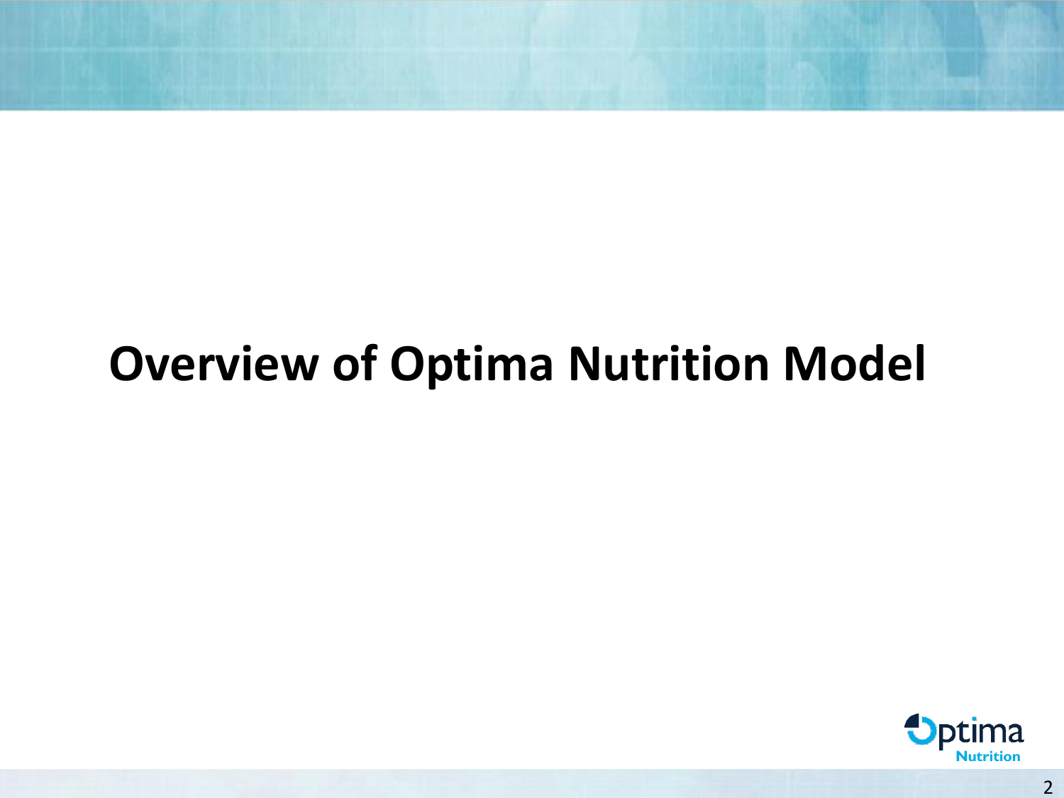# Overview of Optima Nutrition Model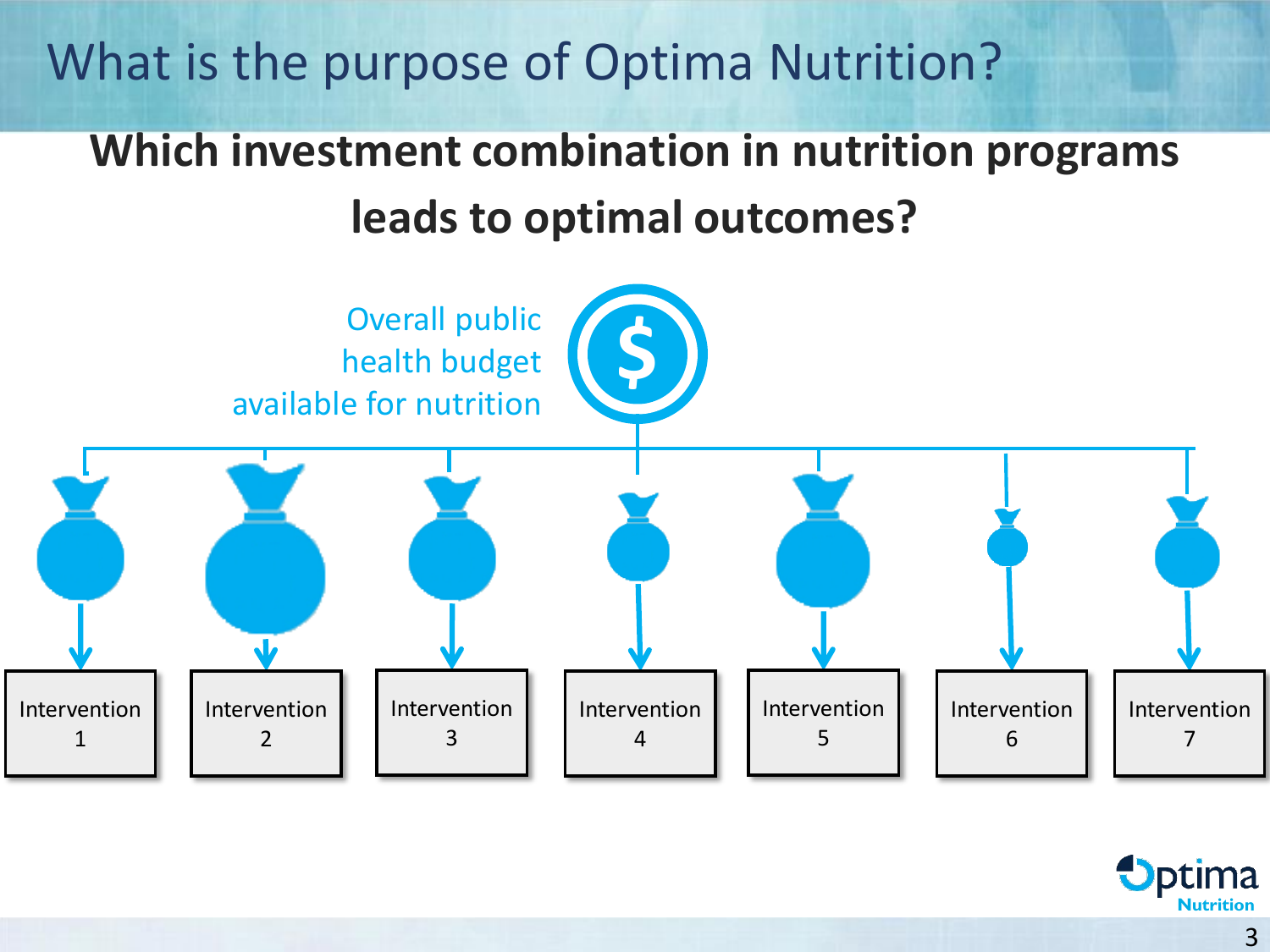# What is the purpose of Optima Nutrition?

## Which investment combination in nutrition programs leads to optimal outcomes?

Overall public health budget available for nutrition

Intervention 1

Intervention 2

Intervention 3

Intervention 4

Intervention 5

Intervention 6

Intervention 7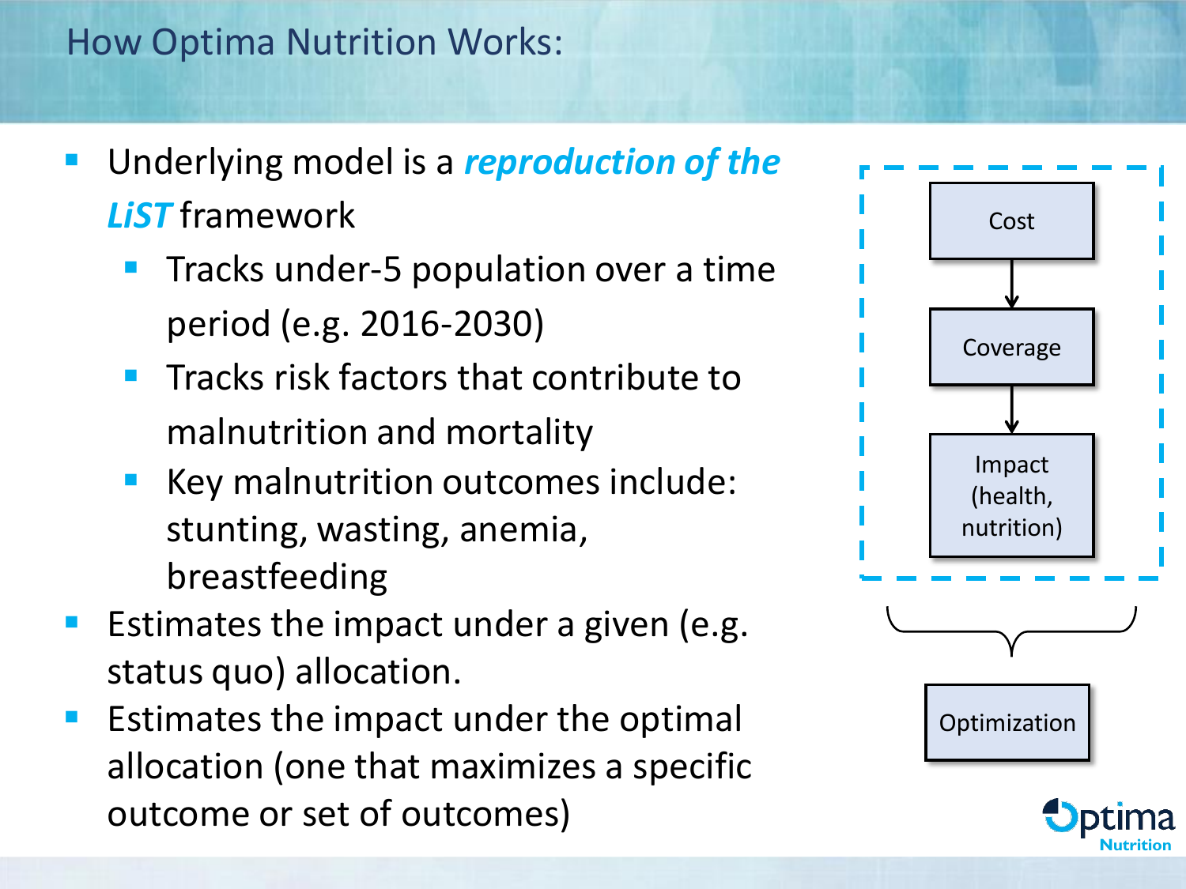# How Optima Nutrition Works:

- Underlying model is a ***reproduction of the LiST*** framework
  - Tracks under-5 population over a time period (e.g. 2016-2030)
  - Tracks risk factors that contribute to malnutrition and mortality
  - Key malnutrition outcomes include: stunting, wasting, anemia, breastfeeding
- Estimates the impact under a given (e.g. status quo) allocation.
- Estimates the impact under the optimal allocation (one that maximizes a specific outcome or set of outcomes)

Cost → Coverage → Impact (health, nutrition)

Optimization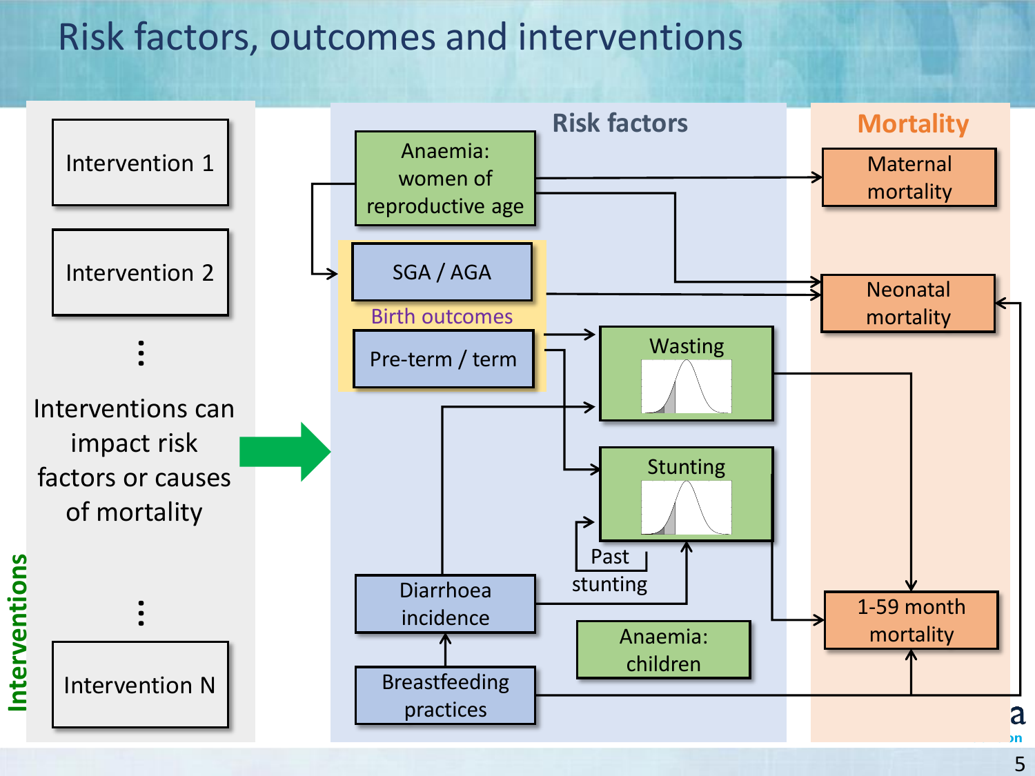# Risk factors, outcomes and interventions

## Interventions

- Intervention 1
- Intervention 2
- ⋮
- Intervention N

Interventions can impact risk factors or causes of mortality

## Risk factors

- Anaemia: women of reproductive age
- Birth outcomes
  - SGA / AGA
  - Pre-term / term
- Wasting
- Stunting
- Past stunting
- Diarrhoea incidence
- Breastfeeding practices
- Anaemia: children

## Mortality

- Maternal mortality
- Neonatal mortality
- 1-59 month mortality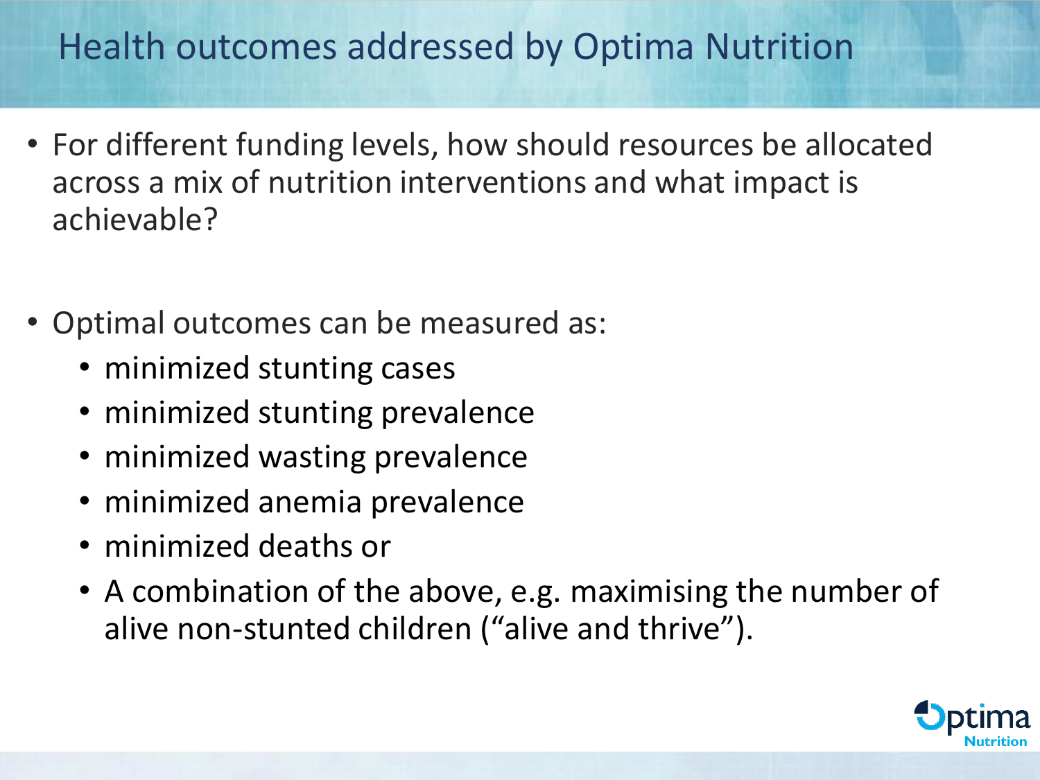# Health outcomes addressed by Optima Nutrition

- For different funding levels, how should resources be allocated across a mix of nutrition interventions and what impact is achievable?

- Optimal outcomes can be measured as:
  - minimized stunting cases
  - minimized stunting prevalence
  - minimized wasting prevalence
  - minimized anemia prevalence
  - minimized deaths or
  - A combination of the above, e.g. maximising the number of alive non-stunted children ("alive and thrive").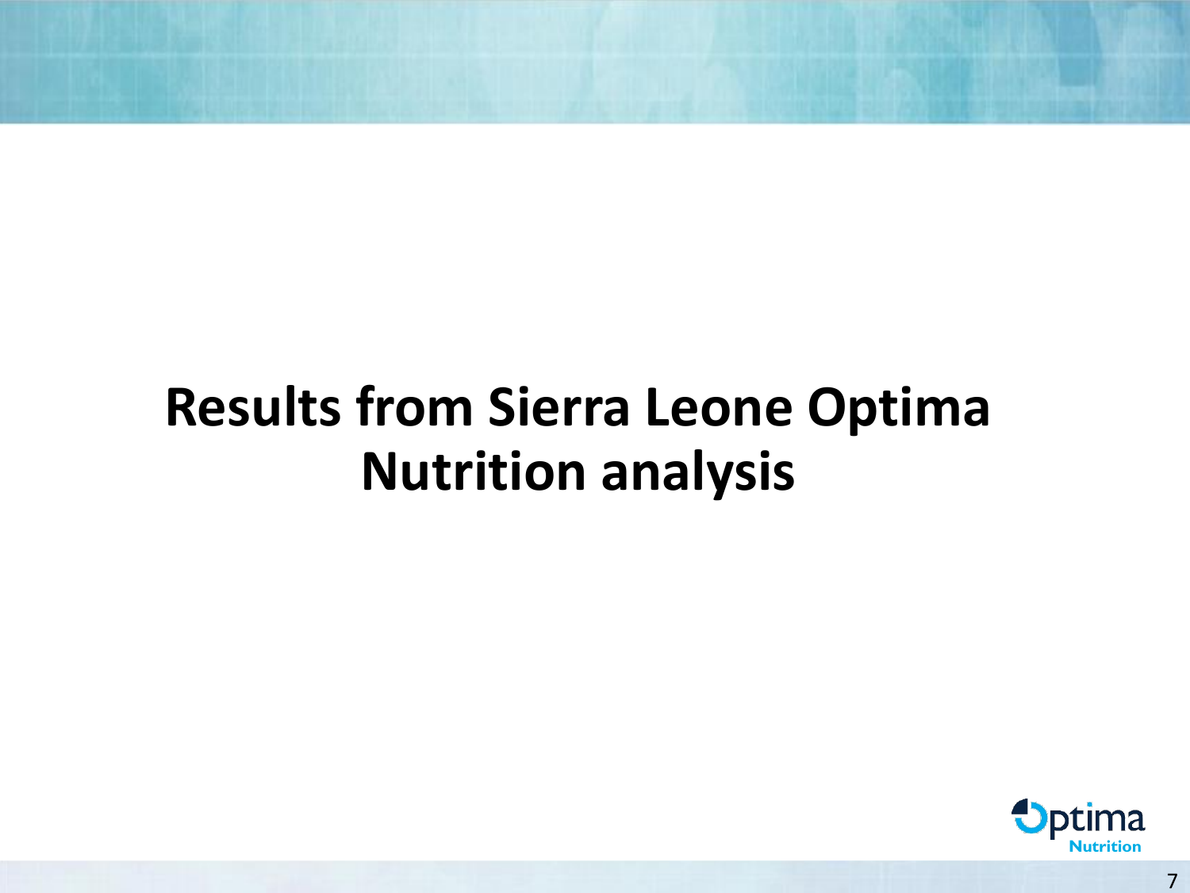# Results from Sierra Leone Optima Nutrition analysis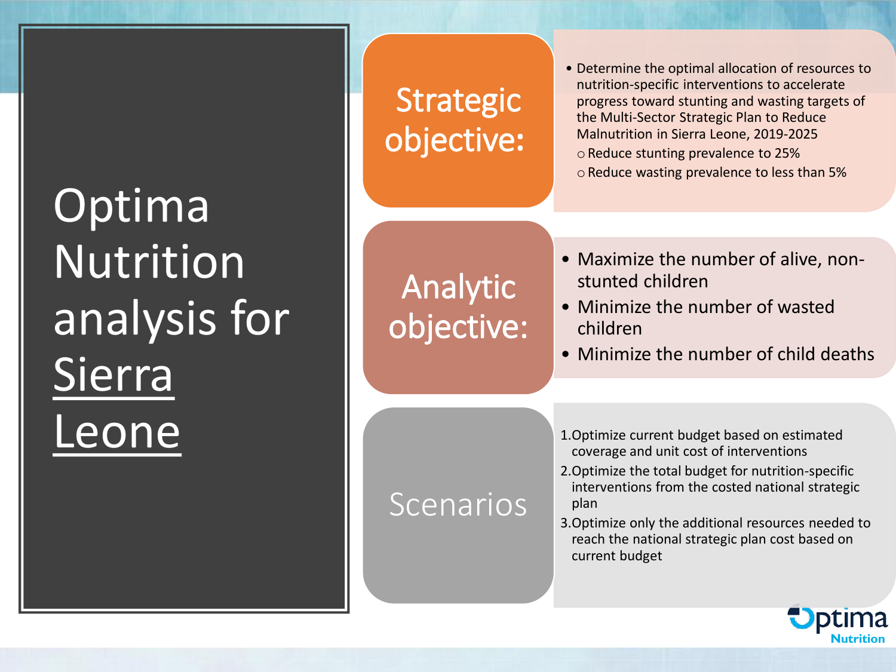# Optima Nutrition analysis for Sierra Leone

## Strategic objective:

- Determine the optimal allocation of resources to nutrition-specific interventions to accelerate progress toward stunting and wasting targets of the Multi-Sector Strategic Plan to Reduce Malnutrition in Sierra Leone, 2019-2025
  - Reduce stunting prevalence to 25%
  - Reduce wasting prevalence to less than 5%

## Analytic objective:

- Maximize the number of alive, non-stunted children
- Minimize the number of wasted children
- Minimize the number of child deaths

## Scenarios

1. Optimize current budget based on estimated coverage and unit cost of interventions
2. Optimize the total budget for nutrition-specific interventions from the costed national strategic plan
3. Optimize only the additional resources needed to reach the national strategic plan cost based on current budget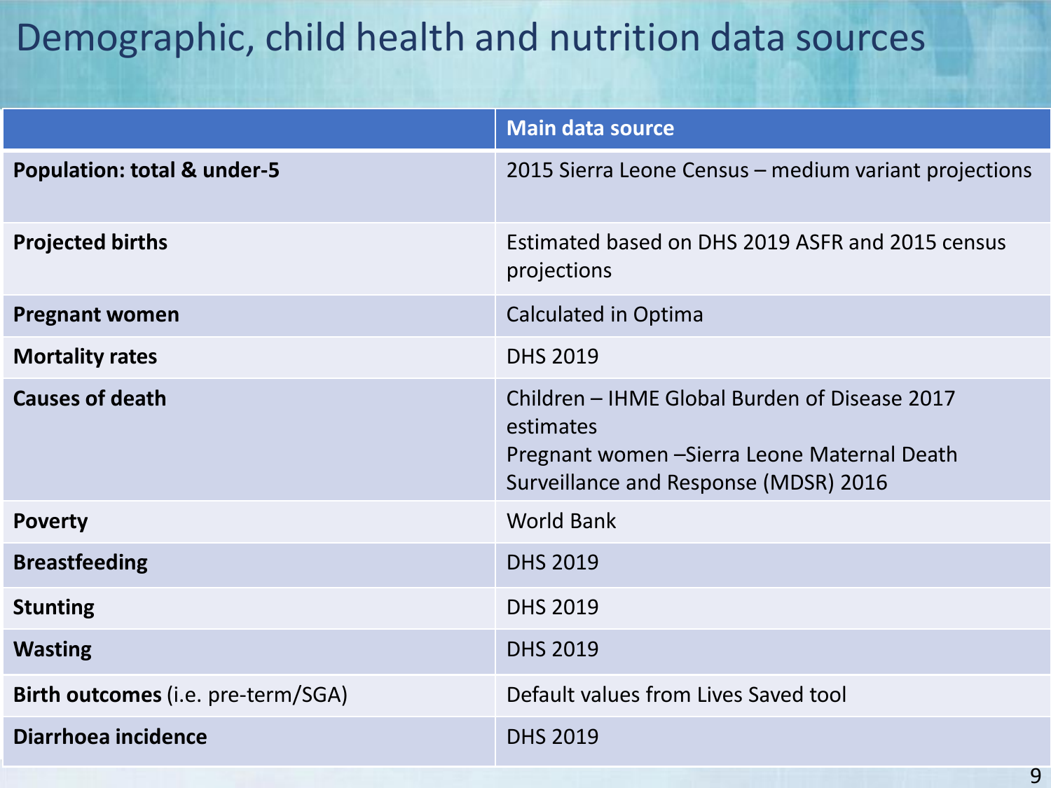# Demographic, child health and nutrition data sources

| | Main data source |
|---|---|
| **Population: total & under-5** | 2015 Sierra Leone Census – medium variant projections |
| **Projected births** | Estimated based on DHS 2019 ASFR and 2015 census projections |
| **Pregnant women** | Calculated in Optima |
| **Mortality rates** | DHS 2019 |
| **Causes of death** | Children – IHME Global Burden of Disease 2017 estimates<br>Pregnant women –Sierra Leone Maternal Death Surveillance and Response (MDSR) 2016 |
| **Poverty** | World Bank |
| **Breastfeeding** | DHS 2019 |
| **Stunting** | DHS 2019 |
| **Wasting** | DHS 2019 |
| **Birth outcomes** (i.e. pre-term/SGA) | Default values from Lives Saved tool |
| **Diarrhoea incidence** | DHS 2019 |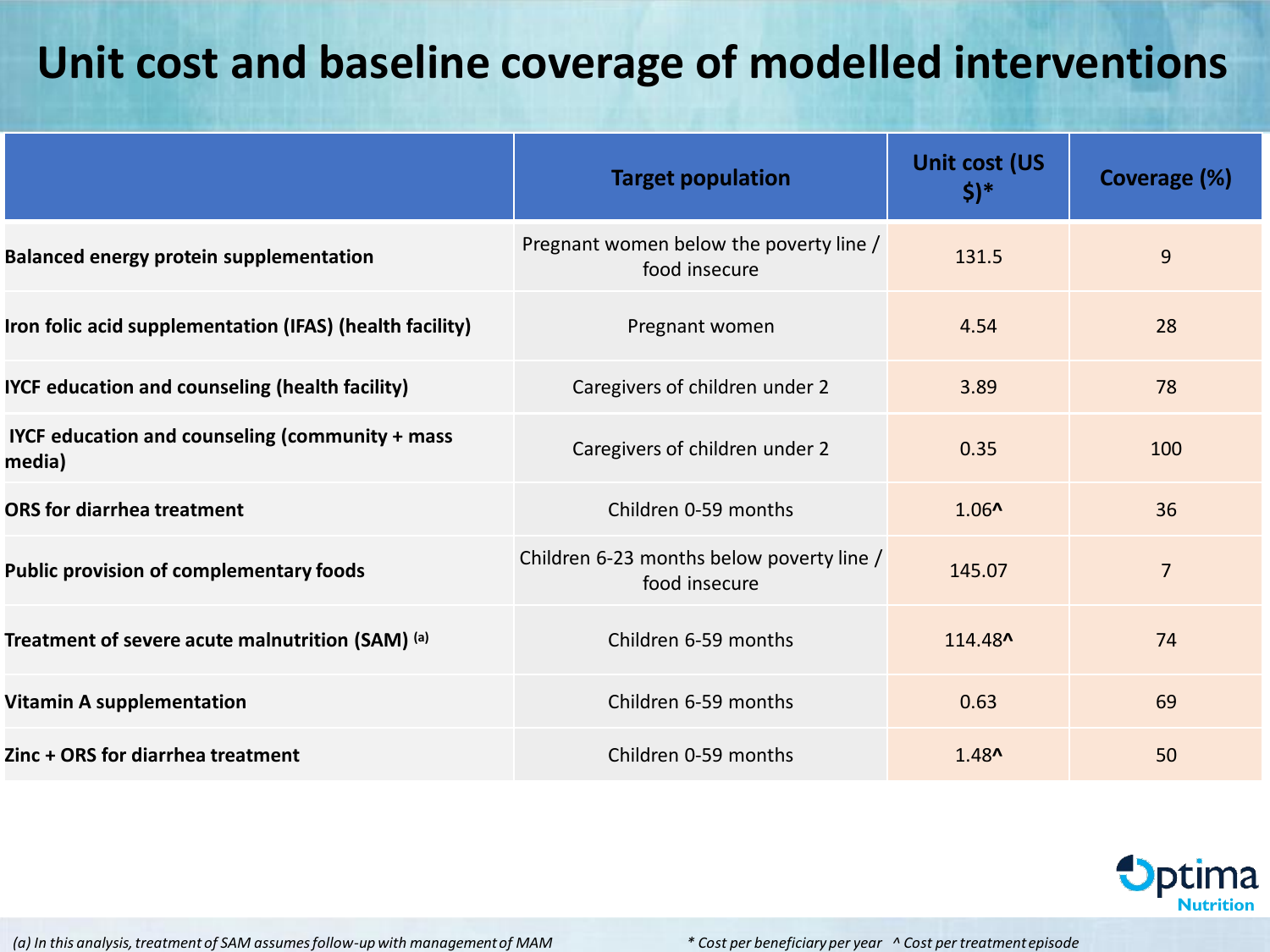# Unit cost and baseline coverage of modelled interventions

| | Target population | Unit cost (US $)* | Coverage (%) |
|---|---|---|---|
| **Balanced energy protein supplementation** | Pregnant women below the poverty line / food insecure | 131.5 | 9 |
| **Iron folic acid supplementation (IFAS) (health facility)** | Pregnant women | 4.54 | 28 |
| **IYCF education and counseling (health facility)** | Caregivers of children under 2 | 3.89 | 78 |
| **IYCF education and counseling (community + mass media)** | Caregivers of children under 2 | 0.35 | 100 |
| **ORS for diarrhea treatment** | Children 0-59 months | 1.06^ | 36 |
| **Public provision of complementary foods** | Children 6-23 months below poverty line / food insecure | 145.07 | 7 |
| **Treatment of severe acute malnutrition (SAM)** [(a)] | Children 6-59 months | 114.48^ | 74 |
| **Vitamin A supplementation** | Children 6-59 months | 0.63 | 69 |
| **Zinc + ORS for diarrhea treatment** | Children 0-59 months | 1.48^ | 50 |

Optima Nutrition

*(a) In this analysis, treatment of SAM assumes follow-up with management of MAM*

*\* Cost per beneficiary per year ^ Cost per treatment episode*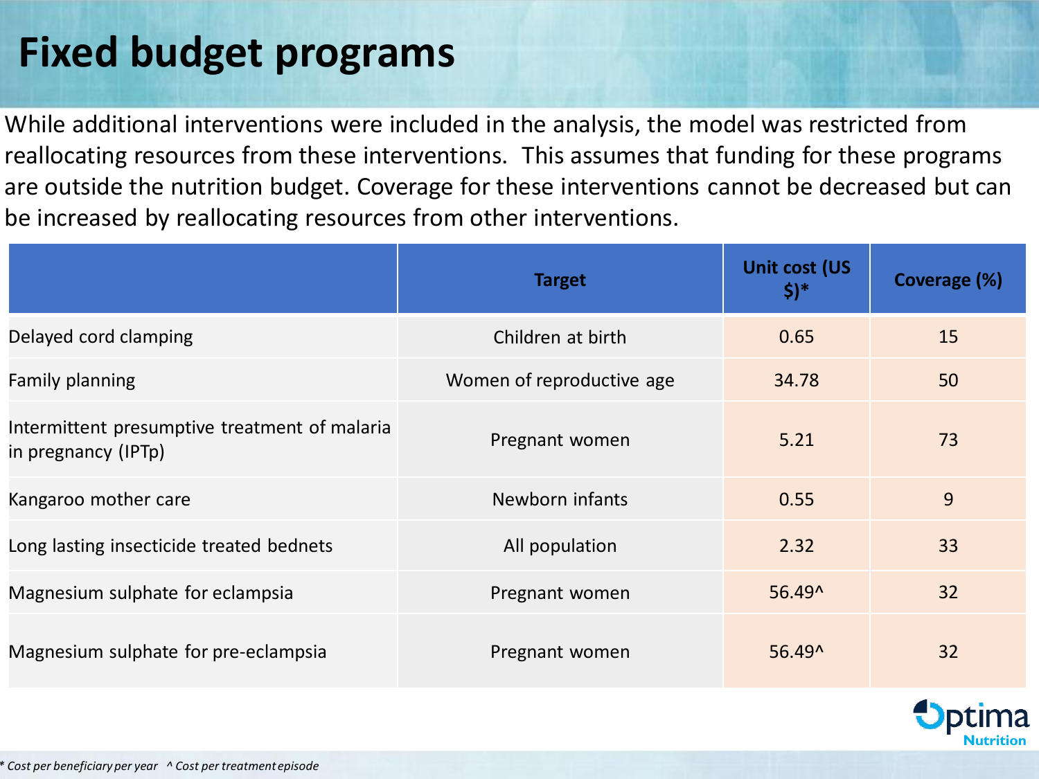# Fixed budget programs

While additional interventions were included in the analysis, the model was restricted from reallocating resources from these interventions. This assumes that funding for these programs are outside the nutrition budget. Coverage for these interventions cannot be decreased but can be increased by reallocating resources from other interventions.

| | Target | Unit cost (US $)* | Coverage (%) |
|---|---|---|---|
| Delayed cord clamping | Children at birth | 0.65 | 15 |
| Family planning | Women of reproductive age | 34.78 | 50 |
| Intermittent presumptive treatment of malaria in pregnancy (IPTp) | Pregnant women | 5.21 | 73 |
| Kangaroo mother care | Newborn infants | 0.55 | 9 |
| Long lasting insecticide treated bednets | All population | 2.32 | 33 |
| Magnesium sulphate for eclampsia | Pregnant women | 56.49^ | 32 |
| Magnesium sulphate for pre-eclampsia | Pregnant women | 56.49^ | 32 |

*\* Cost per beneficiary per year ^ Cost per treatment episode*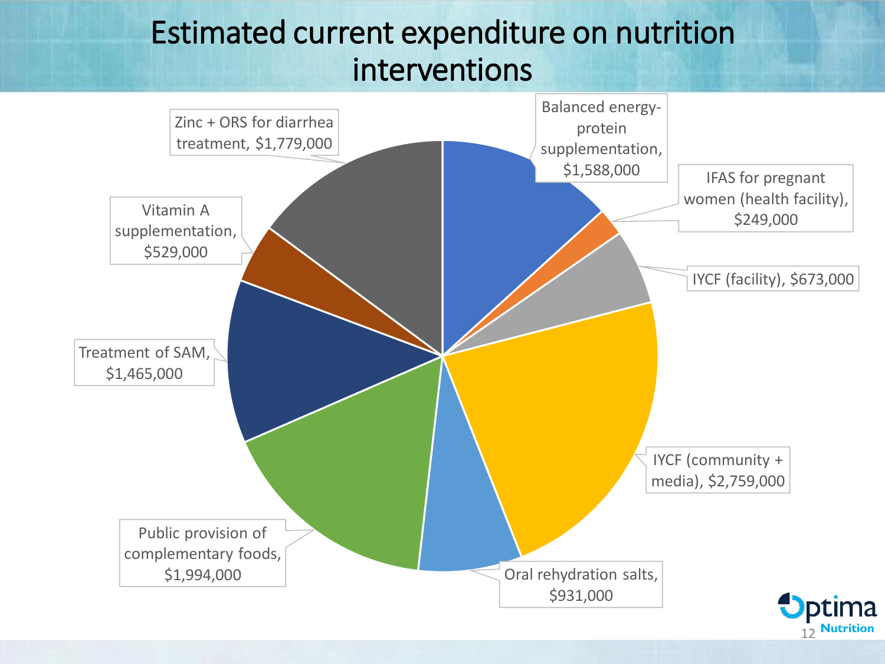# Estimated current expenditure on nutrition interventions

- Balanced energy-protein supplementation, $1,588,000
- IFAS for pregnant women (health facility), $249,000
- IYCF (facility), $673,000
- IYCF (community + media), $2,759,000
- Oral rehydration salts, $931,000
- Public provision of complementary foods, $1,994,000
- Treatment of SAM, $1,465,000
- Vitamin A supplementation, $529,000
- Zinc + ORS for diarrhea treatment, $1,779,000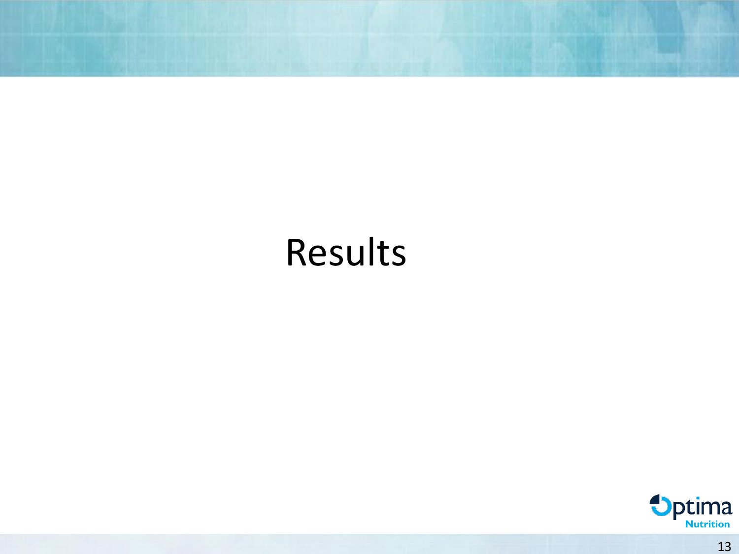# Results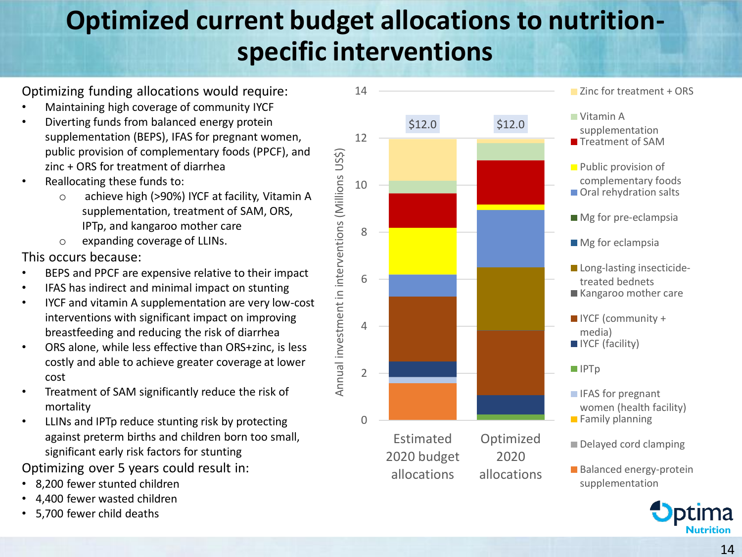# Optimized current budget allocations to nutrition-specific interventions

Optimizing funding allocations would require:

- Maintaining high coverage of community IYCF
- Diverting funds from balanced energy protein supplementation (BEPS), IFAS for pregnant women, public provision of complementary foods (PPCF), and zinc + ORS for treatment of diarrhea
- Reallocating these funds to:
  - achieve high (>90%) IYCF at facility, Vitamin A supplementation, treatment of SAM, ORS, IPTp, and kangaroo mother care
  - expanding coverage of LLINs.

This occurs because:

- BEPS and PPCF are expensive relative to their impact
- IFAS has indirect and minimal impact on stunting
- IYCF and vitamin A supplementation are very low-cost interventions with significant impact on improving breastfeeding and reducing the risk of diarrhea
- ORS alone, while less effective than ORS+zinc, is less costly and able to achieve greater coverage at lower cost
- Treatment of SAM significantly reduce the risk of mortality
- LLINs and IPTp reduce stunting risk by protecting against preterm births and children born too small, significant early risk factors for stunting

Optimizing over 5 years could result in:

- 8,200 fewer stunted children
- 4,400 fewer wasted children
- 5,700 fewer child deaths

Annual investment in interventions (Millions US$)

| | Estimated 2020 budget allocations | Optimized 2020 allocations |
|---|---|---|
| Total | $12.0 | $12.0 |

Legend: Zinc for treatment + ORS; Vitamin A supplementation; Treatment of SAM; Public provision of complementary foods; Oral rehydration salts; Mg for pre-eclampsia; Mg for eclampsia; Long-lasting insecticide-treated bednets; Kangaroo mother care; IYCF (community + media); IYCF (facility); IPTp; IFAS for pregnant women (health facility); Family planning; Delayed cord clamping; Balanced energy-protein supplementation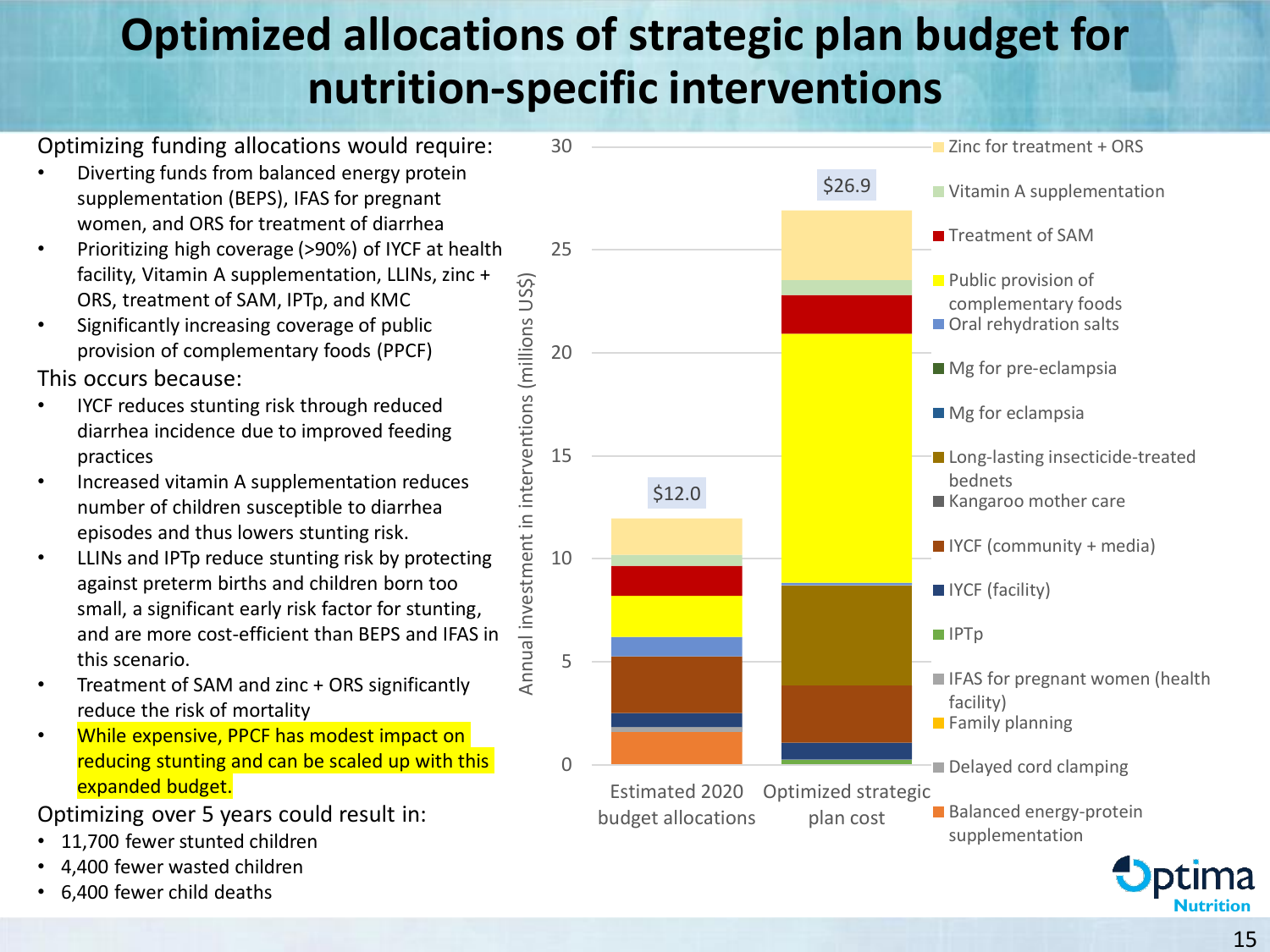# Optimized allocations of strategic plan budget for nutrition-specific interventions

Optimizing funding allocations would require:

- Diverting funds from balanced energy protein supplementation (BEPS), IFAS for pregnant women, and ORS for treatment of diarrhea
- Prioritizing high coverage (>90%) of IYCF at health facility, Vitamin A supplementation, LLINs, zinc + ORS, treatment of SAM, IPTp, and KMC
- Significantly increasing coverage of public provision of complementary foods (PPCF)

This occurs because:

- IYCF reduces stunting risk through reduced diarrhea incidence due to improved feeding practices
- Increased vitamin A supplementation reduces number of children susceptible to diarrhea episodes and thus lowers stunting risk.
- LLINs and IPTp reduce stunting risk by protecting against preterm births and children born too small, a significant early risk factor for stunting, and are more cost-efficient than BEPS and IFAS in this scenario.
- Treatment of SAM and zinc + ORS significantly reduce the risk of mortality
- While expensive, PPCF has modest impact on reducing stunting and can be scaled up with this expanded budget.

Optimizing over 5 years could result in:

- 11,700 fewer stunted children
- 4,400 fewer wasted children
- 6,400 fewer child deaths

Annual investment in interventions (millions US$)

| | Estimated 2020 budget allocations | Optimized strategic plan cost |
|---|---|---|
| Total | $12.0 | $26.9 |

Legend: Zinc for treatment + ORS; Vitamin A supplementation; Treatment of SAM; Public provision of complementary foods; Oral rehydration salts; Mg for pre-eclampsia; Mg for eclampsia; Long-lasting insecticide-treated bednets; Kangaroo mother care; IYCF (community + media); IYCF (facility); IPTp; IFAS for pregnant women (health facility); Family planning; Delayed cord clamping; Balanced energy-protein supplementation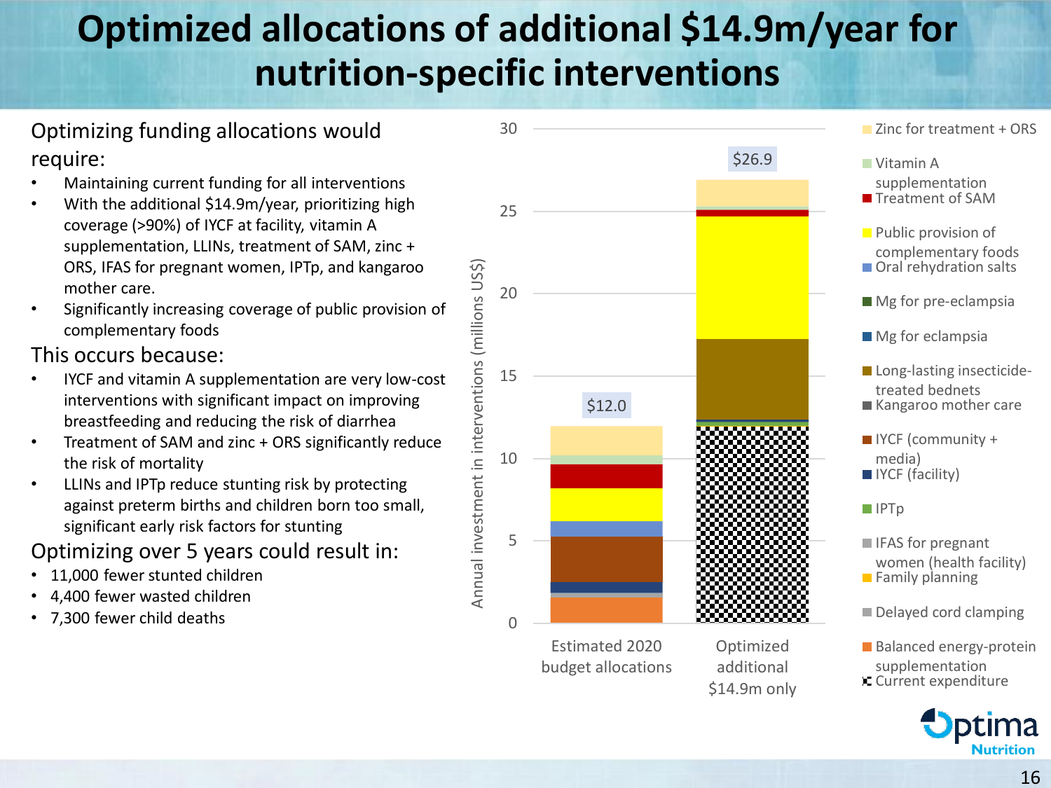# Optimized allocations of additional $14.9m/year for nutrition-specific interventions

Optimizing funding allocations would require:

- Maintaining current funding for all interventions
- With the additional $14.9m/year, prioritizing high coverage (>90%) of IYCF at facility, vitamin A supplementation, LLINs, treatment of SAM, zinc + ORS, IFAS for pregnant women, IPTp, and kangaroo mother care.
- Significantly increasing coverage of public provision of complementary foods

This occurs because:

- IYCF and vitamin A supplementation are very low-cost interventions with significant impact on improving breastfeeding and reducing the risk of diarrhea
- Treatment of SAM and zinc + ORS significantly reduce the risk of mortality
- LLINs and IPTp reduce stunting risk by protecting against preterm births and children born too small, significant early risk factors for stunting

Optimizing over 5 years could result in:

- 11,000 fewer stunted children
- 4,400 fewer wasted children
- 7,300 fewer child deaths

Annual investment in interventions (millions US$)

| | Estimated 2020 budget allocations | Optimized additional $14.9m only |
|---|---|---|
| Total | $12.0 | $26.9 |

Legend: Zinc for treatment + ORS; Vitamin A supplementation; Treatment of SAM; Public provision of complementary foods; Oral rehydration salts; Mg for pre-eclampsia; Mg for eclampsia; Long-lasting insecticide-treated bednets; Kangaroo mother care; IYCF (community + media); IYCF (facility); IPTp; IFAS for pregnant women (health facility); Family planning; Delayed cord clamping; Balanced energy-protein supplementation; Current expenditure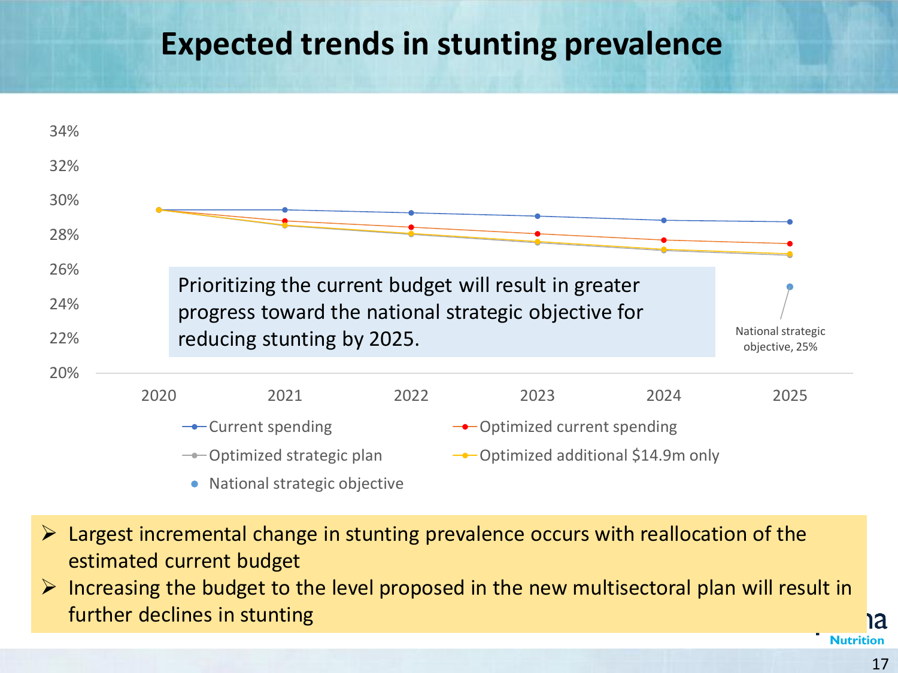# Expected trends in stunting prevalence

Prioritizing the current budget will result in greater progress toward the national strategic objective for reducing stunting by 2025.

National strategic objective, 25%

- Current spending
- Optimized current spending
- Optimized strategic plan
- Optimized additional $14.9m only
- National strategic objective

- Largest incremental change in stunting prevalence occurs with reallocation of the estimated current budget
- Increasing the budget to the level proposed in the new multisectoral plan will result in further declines in stunting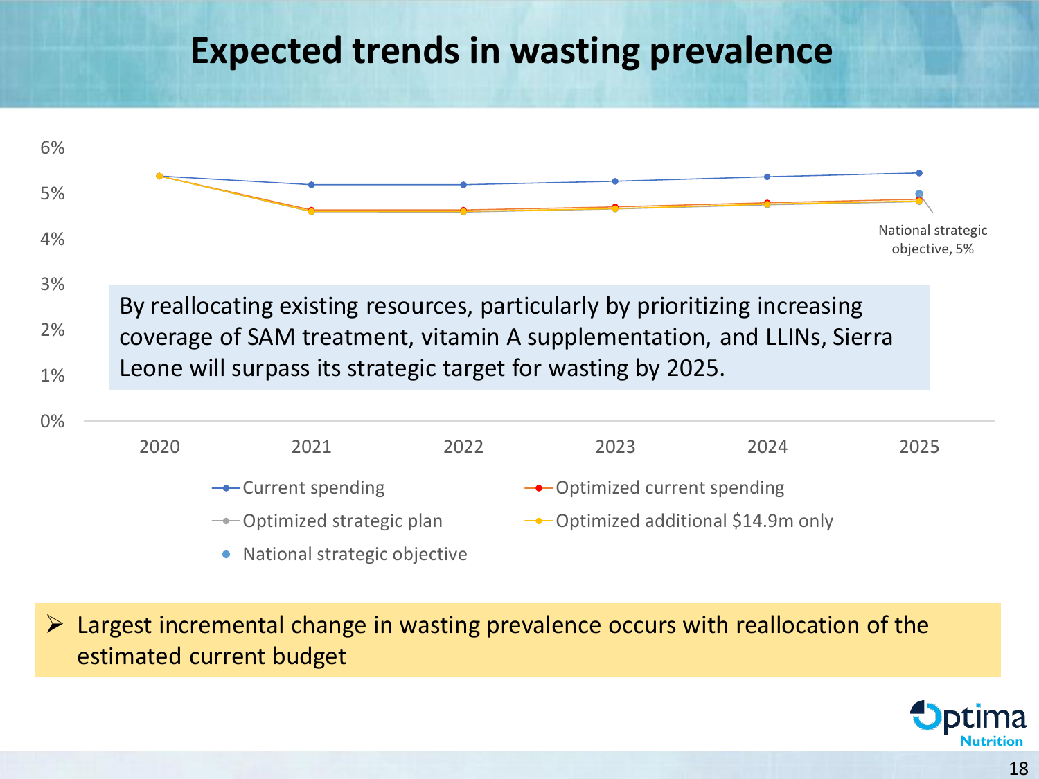# Expected trends in wasting prevalence

6%
5%
4%
3%
2%
1%
0%

2020 2021 2022 2023 2024 2025

National strategic objective, 5%

By reallocating existing resources, particularly by prioritizing increasing coverage of SAM treatment, vitamin A supplementation, and LLINs, Sierra Leone will surpass its strategic target for wasting by 2025.

- Current spending
- Optimized current spending
- Optimized strategic plan
- Optimized additional $14.9m only
- National strategic objective

➢ Largest incremental change in wasting prevalence occurs with reallocation of the estimated current budget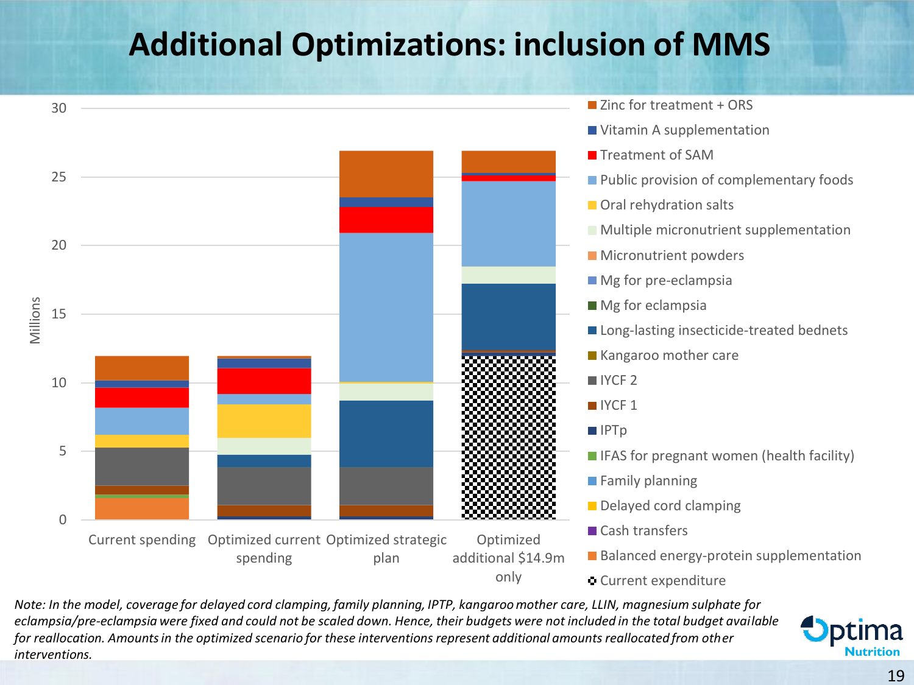# Additional Optimizations: inclusion of MMS

Millions

| | Current spending | Optimized current spending | Optimized strategic plan | Optimized additional $14.9m only |
|---|---|---|---|---|

Legend:

- Zinc for treatment + ORS
- Vitamin A supplementation
- Treatment of SAM
- Public provision of complementary foods
- Oral rehydration salts
- Multiple micronutrient supplementation
- Micronutrient powders
- Mg for pre-eclampsia
- Mg for eclampsia
- Long-lasting insecticide-treated bednets
- Kangaroo mother care
- IYCF 2
- IYCF 1
- IPTp
- IFAS for pregnant women (health facility)
- Family planning
- Delayed cord clamping
- Cash transfers
- Balanced energy-protein supplementation
- Current expenditure

*Note: In the model, coverage for delayed cord clamping, family planning, IPTP, kangaroo mother care, LLIN, magnesium sulphate for eclampsia/pre-eclampsia were fixed and could not be scaled down. Hence, their budgets were not included in the total budget available for reallocation. Amounts in the optimized scenario for these interventions represent additional amounts reallocated from other interventions.*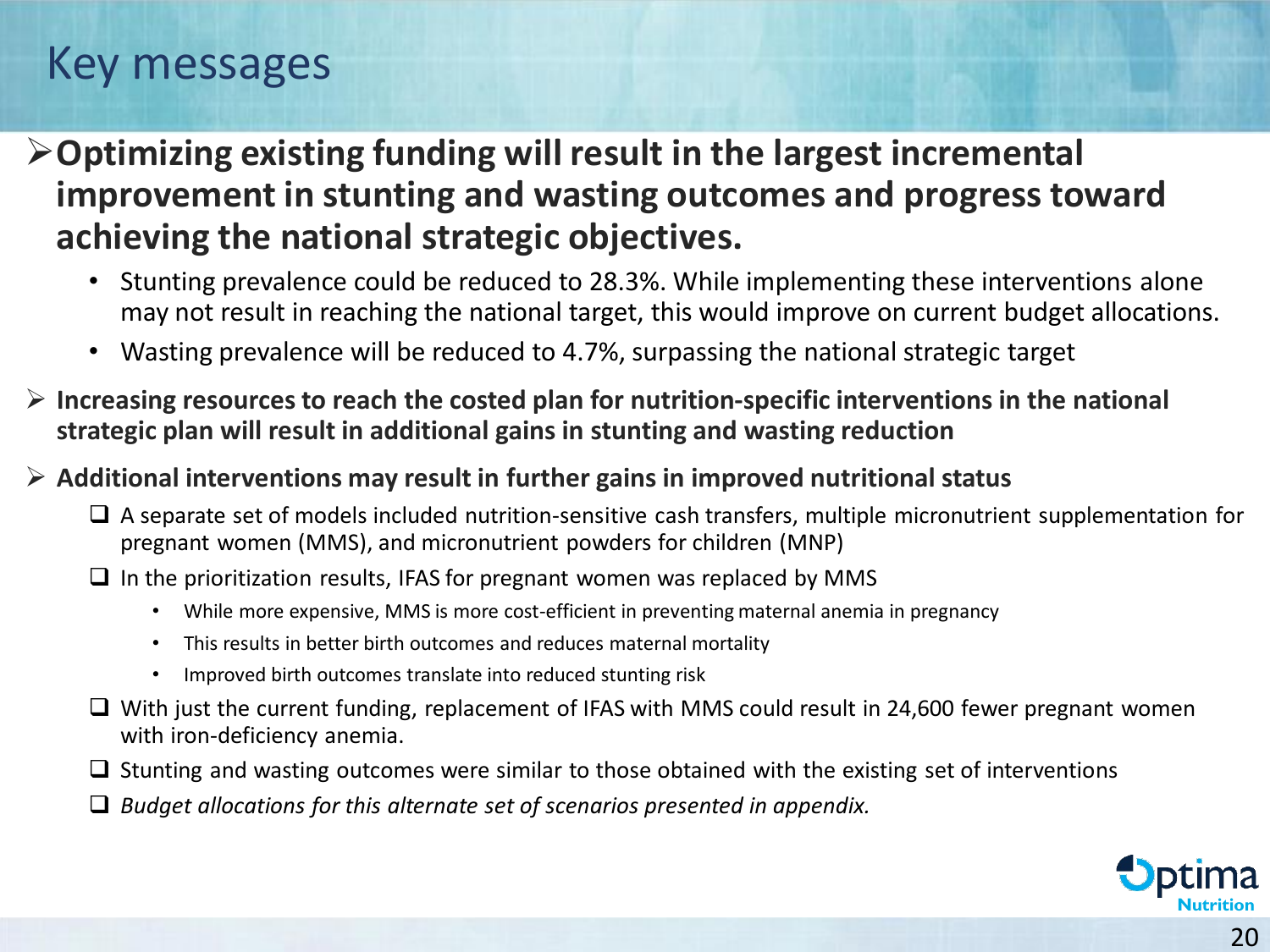# Key messages

- **Optimizing existing funding will result in the largest incremental improvement in stunting and wasting outcomes and progress toward achieving the national strategic objectives.**
  - Stunting prevalence could be reduced to 28.3%. While implementing these interventions alone may not result in reaching the national target, this would improve on current budget allocations.
  - Wasting prevalence will be reduced to 4.7%, surpassing the national strategic target
- **Increasing resources to reach the costed plan for nutrition-specific interventions in the national strategic plan will result in additional gains in stunting and wasting reduction**
- **Additional interventions may result in further gains in improved nutritional status**
  - A separate set of models included nutrition-sensitive cash transfers, multiple micronutrient supplementation for pregnant women (MMS), and micronutrient powders for children (MNP)
  - In the prioritization results, IFAS for pregnant women was replaced by MMS
    - While more expensive, MMS is more cost-efficient in preventing maternal anemia in pregnancy
    - This results in better birth outcomes and reduces maternal mortality
    - Improved birth outcomes translate into reduced stunting risk
  - With just the current funding, replacement of IFAS with MMS could result in 24,600 fewer pregnant women with iron-deficiency anemia.
  - Stunting and wasting outcomes were similar to those obtained with the existing set of interventions
  - *Budget allocations for this alternate set of scenarios presented in appendix.*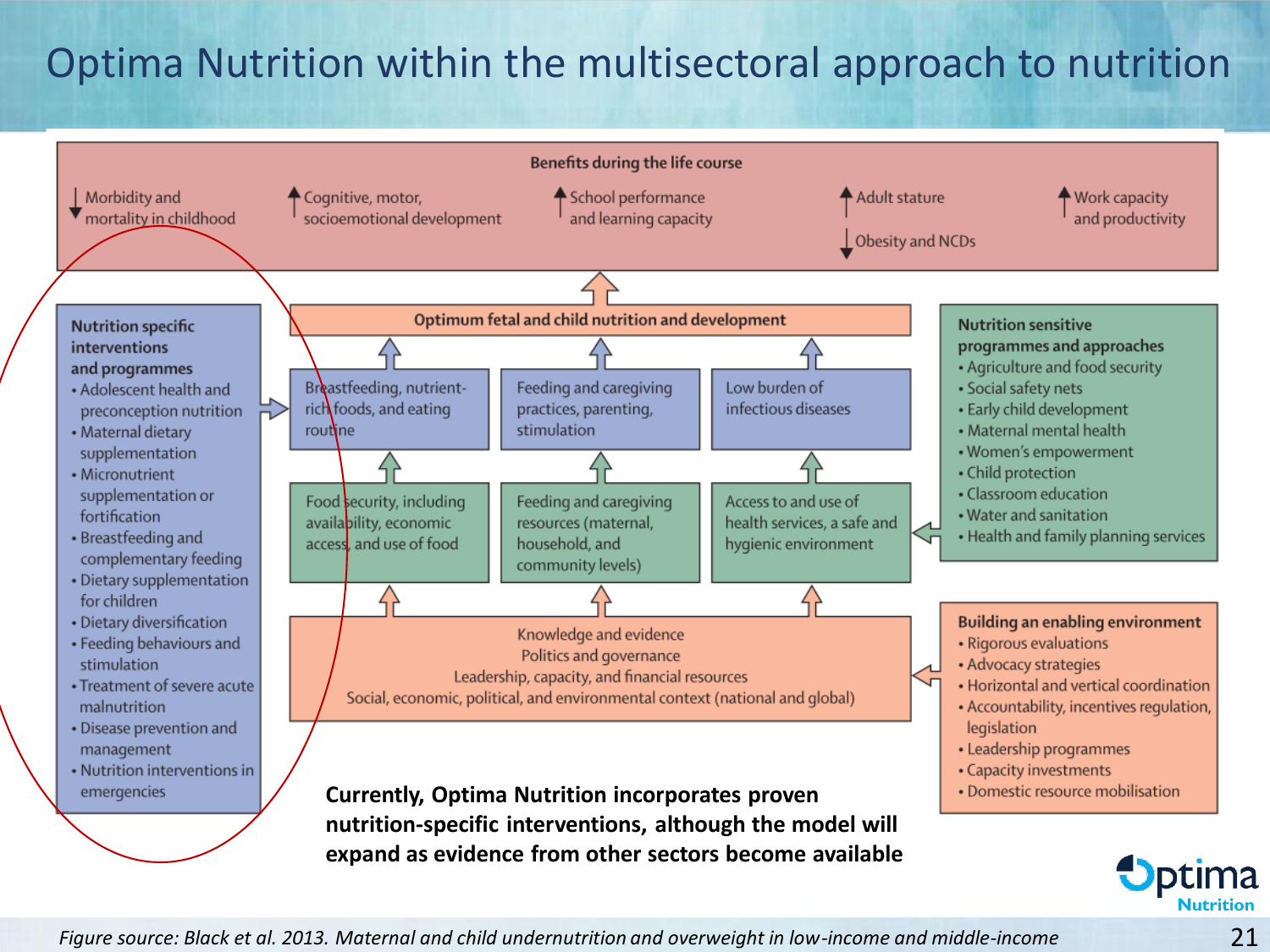# Optima Nutrition within the multisectoral approach to nutrition

**Benefits during the life course**

- ↓ Morbidity and mortality in childhood
- ↑ Cognitive, motor, socioemotional development
- ↑ School performance and learning capacity
- ↑ Adult stature
- ↓ Obesity and NCDs
- ↑ Work capacity and productivity

**Optimum fetal and child nutrition and development**

- Breastfeeding, nutrient-rich foods, and eating routine
- Feeding and caregiving practices, parenting, stimulation
- Low burden of infectious diseases

- Food security, including availability, economic access, and use of food
- Feeding and caregiving resources (maternal, household, and community levels)
- Access to and use of health services, a safe and hygienic environment

Knowledge and evidence
Politics and governance
Leadership, capacity, and financial resources
Social, economic, political, and environmental context (national and global)

**Nutrition specific interventions and programmes**

- Adolescent health and preconception nutrition
- Maternal dietary supplementation
- Micronutrient supplementation or fortification
- Breastfeeding and complementary feeding
- Dietary supplementation for children
- Dietary diversification
- Feeding behaviours and stimulation
- Treatment of severe acute malnutrition
- Disease prevention and management
- Nutrition interventions in emergencies

**Nutrition sensitive programmes and approaches**

- Agriculture and food security
- Social safety nets
- Early child development
- Maternal mental health
- Women's empowerment
- Child protection
- Classroom education
- Water and sanitation
- Health and family planning services

**Building an enabling environment**

- Rigorous evaluations
- Advocacy strategies
- Horizontal and vertical coordination
- Accountability, incentives regulation, legislation
- Leadership programmes
- Capacity investments
- Domestic resource mobilisation

**Currently, Optima Nutrition incorporates proven nutrition-specific interventions, although the model will expand as evidence from other sectors become available**

*Figure source: Black et al. 2013. Maternal and child undernutrition and overweight in low-income and middle-income*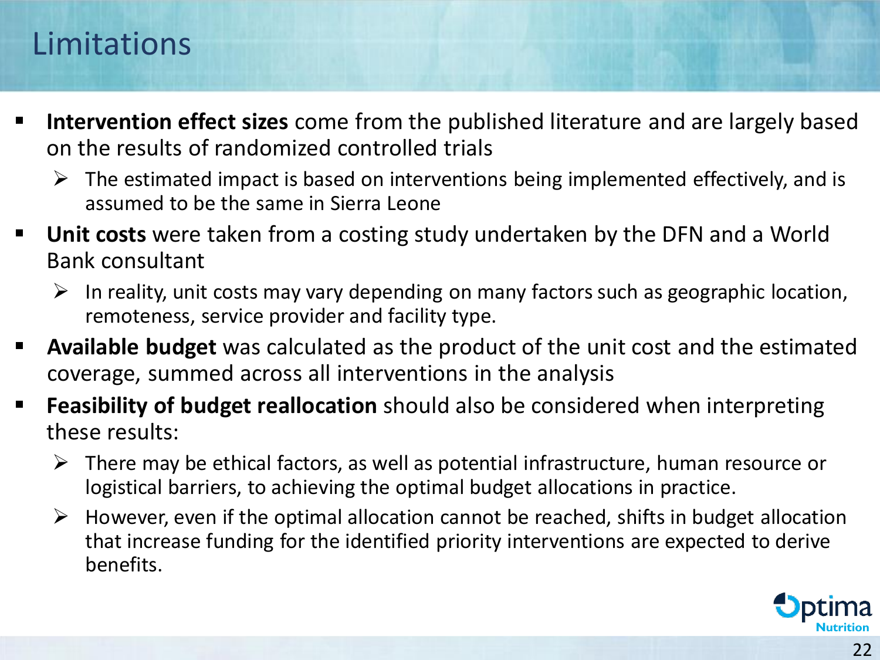# Limitations

- **Intervention effect sizes** come from the published literature and are largely based on the results of randomized controlled trials
  - The estimated impact is based on interventions being implemented effectively, and is assumed to be the same in Sierra Leone
- **Unit costs** were taken from a costing study undertaken by the DFN and a World Bank consultant
  - In reality, unit costs may vary depending on many factors such as geographic location, remoteness, service provider and facility type.
- **Available budget** was calculated as the product of the unit cost and the estimated coverage, summed across all interventions in the analysis
- **Feasibility of budget reallocation** should also be considered when interpreting these results:
  - There may be ethical factors, as well as potential infrastructure, human resource or logistical barriers, to achieving the optimal budget allocations in practice.
  - However, even if the optimal allocation cannot be reached, shifts in budget allocation that increase funding for the identified priority interventions are expected to derive benefits.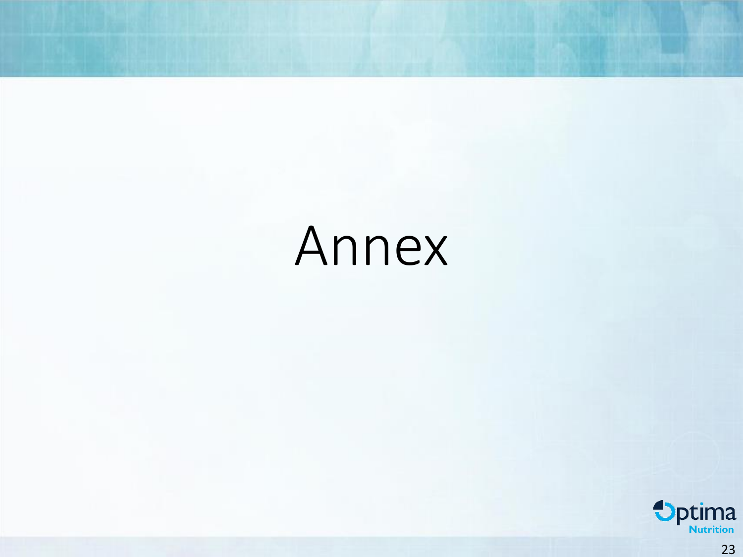# Annex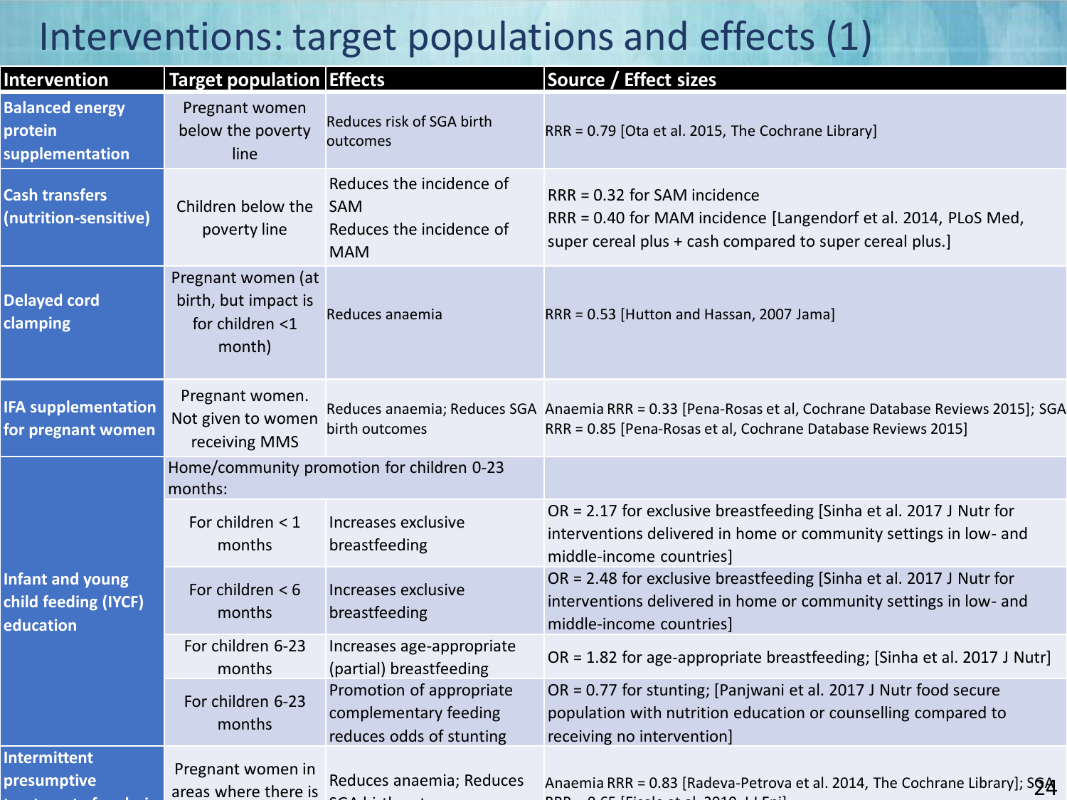# Interventions: target populations and effects (1)

| Intervention | Target population | Effects | Source / Effect sizes |
|---|---|---|---|
| **Balanced energy protein supplementation** | Pregnant women below the poverty line | Reduces risk of SGA birth outcomes | RRR = 0.79 [Ota et al. 2015, The Cochrane Library] |
| **Cash transfers (nutrition-sensitive)** | Children below the poverty line | Reduces the incidence of SAM<br>Reduces the incidence of MAM | RRR = 0.32 for SAM incidence<br>RRR = 0.40 for MAM incidence [Langendorf et al. 2014, PLoS Med, super cereal plus + cash compared to super cereal plus.] |
| **Delayed cord clamping** | Pregnant women (at birth, but impact is for children <1 month) | Reduces anaemia | RRR = 0.53 [Hutton and Hassan, 2007 Jama] |
| **IFA supplementation for pregnant women** | Pregnant women. Not given to women receiving MMS | Reduces anaemia; Reduces SGA birth outcomes | Anaemia RRR = 0.33 [Pena-Rosas et al, Cochrane Database Reviews 2015]; SGA RRR = 0.85 [Pena-Rosas et al, Cochrane Database Reviews 2015] |
| **Infant and young child feeding (IYCF) education** | Home/community promotion for children 0-23 months: | | |
| | For children < 1 months | Increases exclusive breastfeeding | OR = 2.17 for exclusive breastfeeding [Sinha et al. 2017 J Nutr for interventions delivered in home or community settings in low- and middle-income countries] |
| | For children < 6 months | Increases exclusive breastfeeding | OR = 2.48 for exclusive breastfeeding [Sinha et al. 2017 J Nutr for interventions delivered in home or community settings in low- and middle-income countries] |
| | For children 6-23 months | Increases age-appropriate (partial) breastfeeding | OR = 1.82 for age-appropriate breastfeeding; [Sinha et al. 2017 J Nutr] |
| | For children 6-23 months | Promotion of appropriate complementary feeding reduces odds of stunting | OR = 0.77 for stunting; [Panjwani et al. 2017 J Nutr food secure population with nutrition education or counselling compared to receiving no intervention] |
| **Intermittent presumptive** | Pregnant women in areas where there is | Reduces anaemia; Reduces | Anaemia RRR = 0.83 [Radeva-Petrova et al. 2014, The Cochrane Library]; SGA |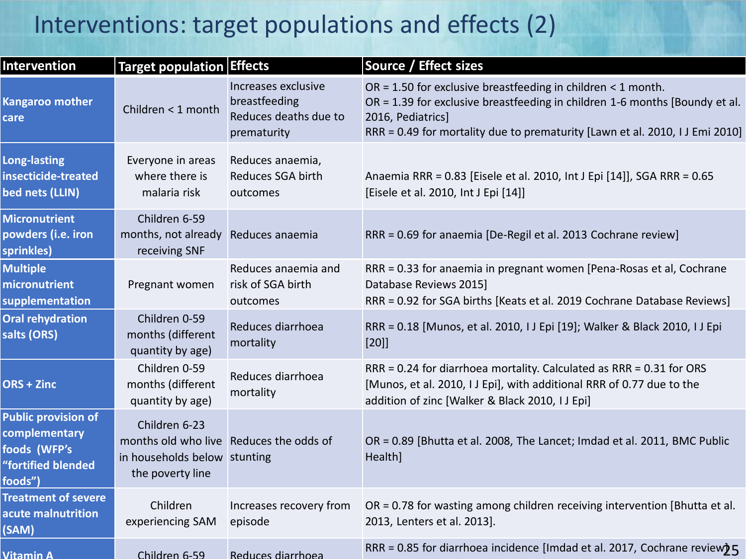# Interventions: target populations and effects (2)

| Intervention | Target population | Effects | Source / Effect sizes |
|---|---|---|---|
| Kangaroo mother care | Children < 1 month | Increases exclusive breastfeeding Reduces deaths due to prematurity | OR = 1.50 for exclusive breastfeeding in children < 1 month. OR = 1.39 for exclusive breastfeeding in children 1-6 months [Boundy et al. 2016, Pediatrics] RRR = 0.49 for mortality due to prematurity [Lawn et al. 2010, I J Emi 2010] |
| Long-lasting insecticide-treated bed nets (LLIN) | Everyone in areas where there is malaria risk | Reduces anaemia, Reduces SGA birth outcomes | Anaemia RRR = 0.83 [Eisele et al. 2010, Int J Epi [14]], SGA RRR = 0.65 [Eisele et al. 2010, Int J Epi [14]] |
| Micronutrient powders (i.e. iron sprinkles) | Children 6-59 months, not already receiving SNF | Reduces anaemia | RRR = 0.69 for anaemia [De-Regil et al. 2013 Cochrane review] |
| Multiple micronutrient supplementation | Pregnant women | Reduces anaemia and risk of SGA birth outcomes | RRR = 0.33 for anaemia in pregnant women [Pena-Rosas et al, Cochrane Database Reviews 2015] RRR = 0.92 for SGA births [Keats et al. 2019 Cochrane Database Reviews] |
| Oral rehydration salts (ORS) | Children 0-59 months (different quantity by age) | Reduces diarrhoea mortality | RRR = 0.18 [Munos, et al. 2010, I J Epi [19]; Walker & Black 2010, I J Epi [20]] |
| ORS + Zinc | Children 0-59 months (different quantity by age) | Reduces diarrhoea mortality | RRR = 0.24 for diarrhoea mortality. Calculated as RRR = 0.31 for ORS [Munos, et al. 2010, I J Epi], with additional RRR of 0.77 due to the addition of zinc [Walker & Black 2010, I J Epi] |
| Public provision of complementary foods (WFP's "fortified blended foods") | Children 6-23 months old who live in households below the poverty line | Reduces the odds of stunting | OR = 0.89 [Bhutta et al. 2008, The Lancet; Imdad et al. 2011, BMC Public Health] |
| Treatment of severe acute malnutrition (SAM) | Children experiencing SAM | Increases recovery from episode | OR = 0.78 for wasting among children receiving intervention [Bhutta et al. 2013, Lenters et al. 2013]. |
| Vitamin A | Children 6-59 | Reduces diarrhoea | RRR = 0.85 for diarrhoea incidence [Imdad et al. 2017, Cochrane review] |